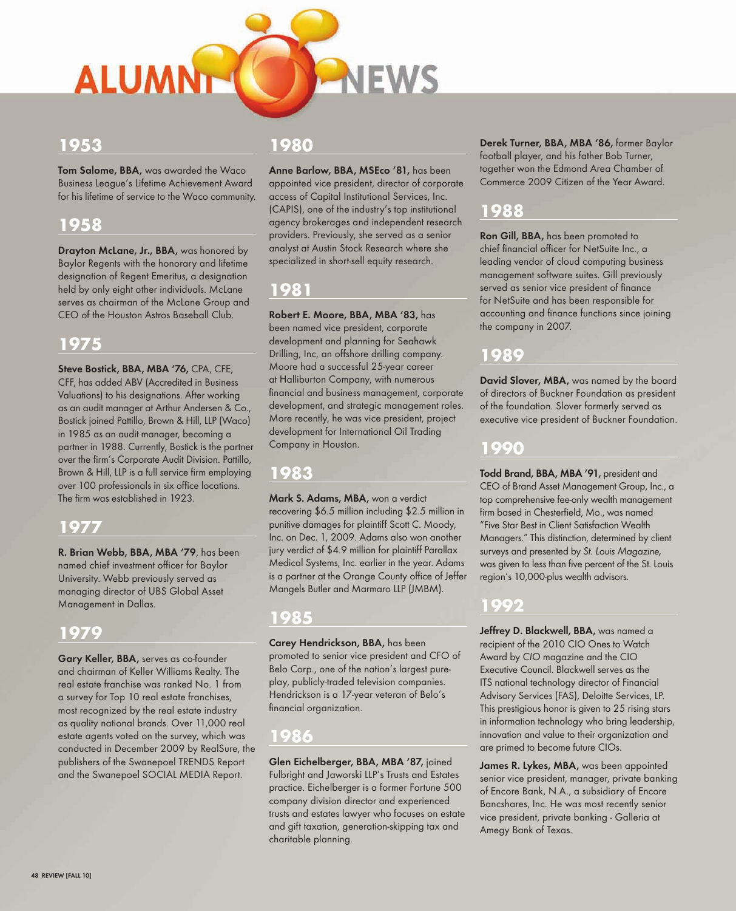# ALUMNI NEWS

## 1953

**Tom Salome, BBA,** was awarded the Waco Business League's Lifetime Achievement Award for his lifetime of service to the Waco community.

## 1958

**Drayton McLane, Jr., BBA,** was honored by Baylor Regents with the honorary and lifetime designation of Regent Emeritus, a designation held by only eight other individuals. McLane serves as chairman of the McLane Group and CEO of the Houston Astros Baseball Club.

## 1975

**Steve Bostick, BBA, MBA '76,** CPA, CFE, CFF, has added ABV (Accredited in Business Valuations) to his designations. After working as an audit manager at Arthur Andersen & Co., Bostick joined Pattillo, Brown & Hill, LLP (Waco) in 1985 as an audit manager, becoming a partner in 1988. Currently, Bostick is the partner over the firm's Corporate Audit Division. Pattillo, Brown & Hill, LLP is a full service firm employing over 100 professionals in six office locations. The firm was established in 1923.

## 1977

**R. Brian Webb, BBA, MBA '79**, has been named chief investment officer for Baylor University. Webb previously served as managing director of UBS Global Asset Management in Dallas.

## 1979

**Gary Keller, BBA,** serves as co-founder and chairman of Keller Williams Realty. The real estate franchise was ranked No. 1 from a survey for Top 10 real estate franchises, most recognized by the real estate industry as quality national brands. Over 11,000 real estate agents voted on the survey, which was conducted in December 2009 by RealSure, the publishers of the Swanepoel TRENDS Report and the Swanepoel SOCIAL MEDIA Report.

## 1980

**Anne Barlow, BBA, MSEco '81,** has been appointed vice president, director of corporate access of Capital Institutional Services, Inc. (CAPIS), one of the industry's top institutional agency brokerages and independent research providers. Previously, she served as a senior analyst at Austin Stock Research where she specialized in short-sell equity research.

## 1981

**Robert E. Moore, BBA, MBA '83,** has been named vice president, corporate development and planning for Seahawk Drilling, Inc, an offshore drilling company. Moore had a successful 25-year career at Halliburton Company, with numerous financial and business management, corporate development, and strategic management roles. More recently, he was vice president, project development for International Oil Trading Company in Houston.

## 1983

**Mark S. Adams, MBA,** won a verdict recovering $6.5 million including $2.5 million in punitive damages for plaintiff Scott C. Moody, Inc. on Dec. 1, 2009. Adams also won another jury verdict of $4.9 million for plaintiff Parallax Medical Systems, Inc. earlier in the year. Adams is a partner at the Orange County office of Jeffer Mangels Butler and Marmaro LLP (JMBM).

## 1985

**Carey Hendrickson, BBA,** has been promoted to senior vice president and CFO of Belo Corp., one of the nation's largest pure-play, publicly-traded television companies. Hendrickson is a 17-year veteran of Belo's financial organization.

## 1986

**Glen Eichelberger, BBA, MBA '87,** joined Fulbright and Jaworski LLP's Trusts and Estates practice. Eichelberger is a former Fortune 500 company division director and experienced trusts and estates lawyer who focuses on estate and gift taxation, generation-skipping tax and charitable planning.

**Derek Turner, BBA, MBA '86,** former Baylor football player, and his father Bob Turner, together won the Edmond Area Chamber of Commerce 2009 Citizen of the Year Award.

## 1988

**Ron Gill, BBA,** has been promoted to chief financial officer for NetSuite Inc., a leading vendor of cloud computing business management software suites. Gill previously served as senior vice president of finance for NetSuite and has been responsible for accounting and finance functions since joining the company in 2007.

## 1989

**David Slover, MBA,** was named by the board of directors of Buckner Foundation as president of the foundation. Slover formerly served as executive vice president of Buckner Foundation.

## 1990

**Todd Brand, BBA, MBA '91,** president and CEO of Brand Asset Management Group, Inc., a top comprehensive fee-only wealth management firm based in Chesterfield, Mo., was named "Five Star Best in Client Satisfaction Wealth Managers." This distinction, determined by client surveys and presented by *St. Louis Magazine,* was given to less than five percent of the St. Louis region's 10,000-plus wealth advisors.

## 1992

**Jeffrey D. Blackwell, BBA,** was named a recipient of the 2010 CIO Ones to Watch Award by *CIO* magazine and the CIO Executive Council. Blackwell serves as the ITS national technology director of Financial Advisory Services (FAS), Deloitte Services, LP. This prestigious honor is given to 25 rising stars in information technology who bring leadership, innovation and value to their organization and are primed to become future CIOs.

**James R. Lykes, MBA,** was been appointed senior vice president, manager, private banking of Encore Bank, N.A., a subsidiary of Encore Bancshares, Inc. He was most recently senior vice president, private banking - Galleria at Amegy Bank of Texas.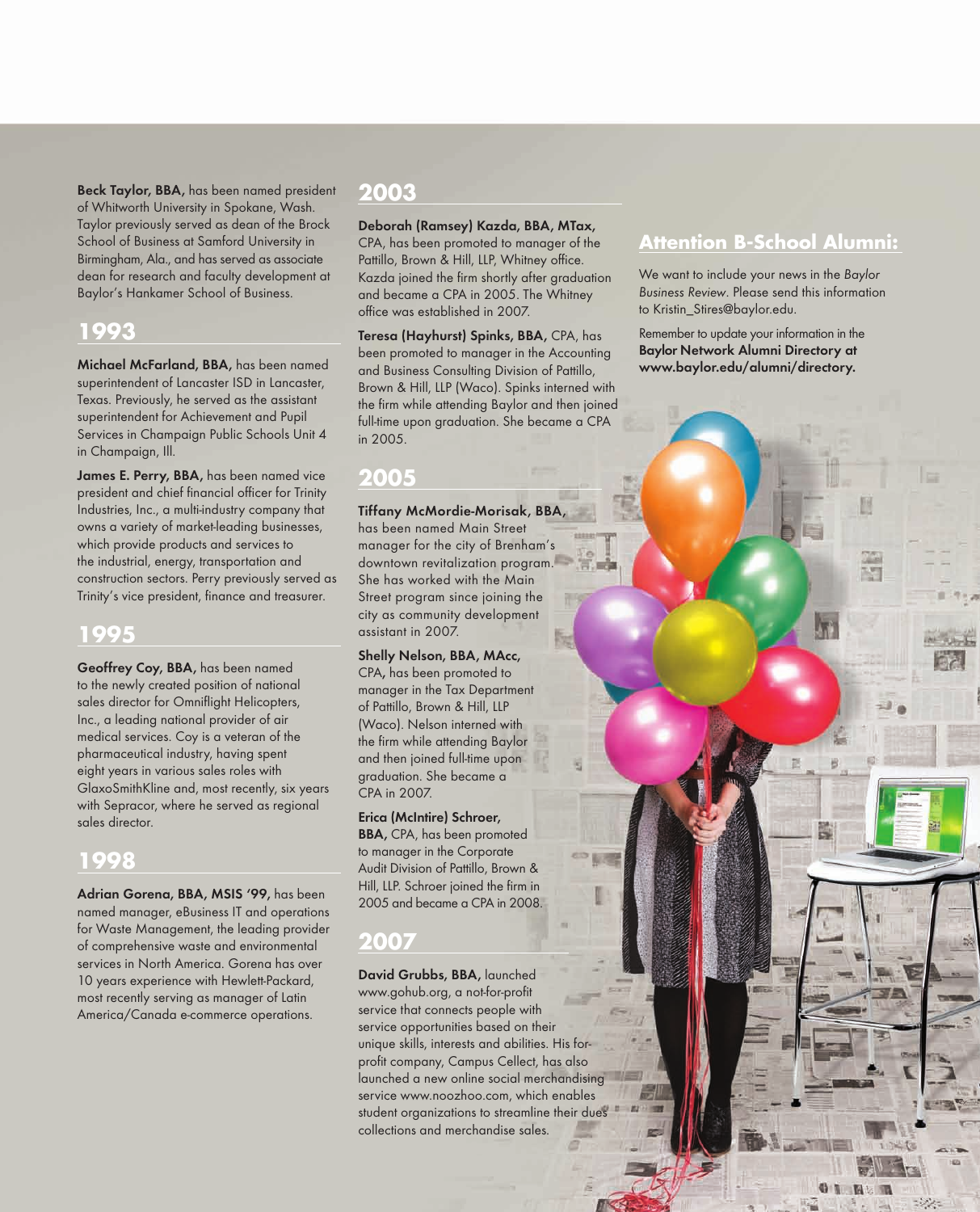**Beck Taylor, BBA,** has been named president of Whitworth University in Spokane, Wash. Taylor previously served as dean of the Brock School of Business at Samford University in Birmingham, Ala., and has served as associate dean for research and faculty development at Baylor's Hankamer School of Business.

## 1993

**Michael McFarland, BBA,** has been named superintendent of Lancaster ISD in Lancaster, Texas. Previously, he served as the assistant superintendent for Achievement and Pupil Services in Champaign Public Schools Unit 4 in Champaign, Ill.

**James E. Perry, BBA,** has been named vice president and chief financial officer for Trinity Industries, Inc., a multi-industry company that owns a variety of market-leading businesses, which provide products and services to the industrial, energy, transportation and construction sectors. Perry previously served as Trinity's vice president, finance and treasurer.

## 1995

**Geoffrey Coy, BBA,** has been named to the newly created position of national sales director for Omniflight Helicopters, Inc., a leading national provider of air medical services. Coy is a veteran of the pharmaceutical industry, having spent eight years in various sales roles with GlaxoSmithKline and, most recently, six years with Sepracor, where he served as regional sales director.

## 1998

**Adrian Gorena, BBA, MSIS '99,** has been named manager, eBusiness IT and operations for Waste Management, the leading provider of comprehensive waste and environmental services in North America. Gorena has over 10 years experience with Hewlett-Packard, most recently serving as manager of Latin America/Canada e-commerce operations.

## 2003

**Deborah (Ramsey) Kazda, BBA, MTax,** CPA, has been promoted to manager of the Pattillo, Brown & Hill, LLP, Whitney office. Kazda joined the firm shortly after graduation and became a CPA in 2005. The Whitney office was established in 2007.

**Teresa (Hayhurst) Spinks, BBA,** CPA, has been promoted to manager in the Accounting and Business Consulting Division of Pattillo, Brown & Hill, LLP (Waco). Spinks interned with the firm while attending Baylor and then joined full-time upon graduation. She became a CPA in 2005.

## 2005

**Tiffany McMordie-Morisak, BBA,** has been named Main Street manager for the city of Brenham's downtown revitalization program. She has worked with the Main Street program since joining the city as community development assistant in 2007.

**Shelly Nelson, BBA, MAcc,** CPA, has been promoted to manager in the Tax Department of Pattillo, Brown & Hill, LLP (Waco). Nelson interned with the firm while attending Baylor and then joined full-time upon graduation. She became a CPA in 2007.

**Erica (McIntire) Schroer, BBA,** CPA, has been promoted to manager in the Corporate Audit Division of Pattillo, Brown & Hill, LLP. Schroer joined the firm in 2005 and became a CPA in 2008.

## 2007

**David Grubbs, BBA,** launched www.gohub.org, a not-for-profit service that connects people with service opportunities based on their unique skills, interests and abilities. His for-profit company, Campus Cellect, has also launched a new online social merchandising service www.noozhoo.com, which enables student organizations to streamline their dues collections and merchandise sales.

## Attention B-School Alumni:

We want to include your news in the *Baylor Business Review*. Please send this information to Kristin_Stires@baylor.edu.

Remember to update your information in the **Baylor Network Alumni Directory at www.baylor.edu/alumni/directory.**